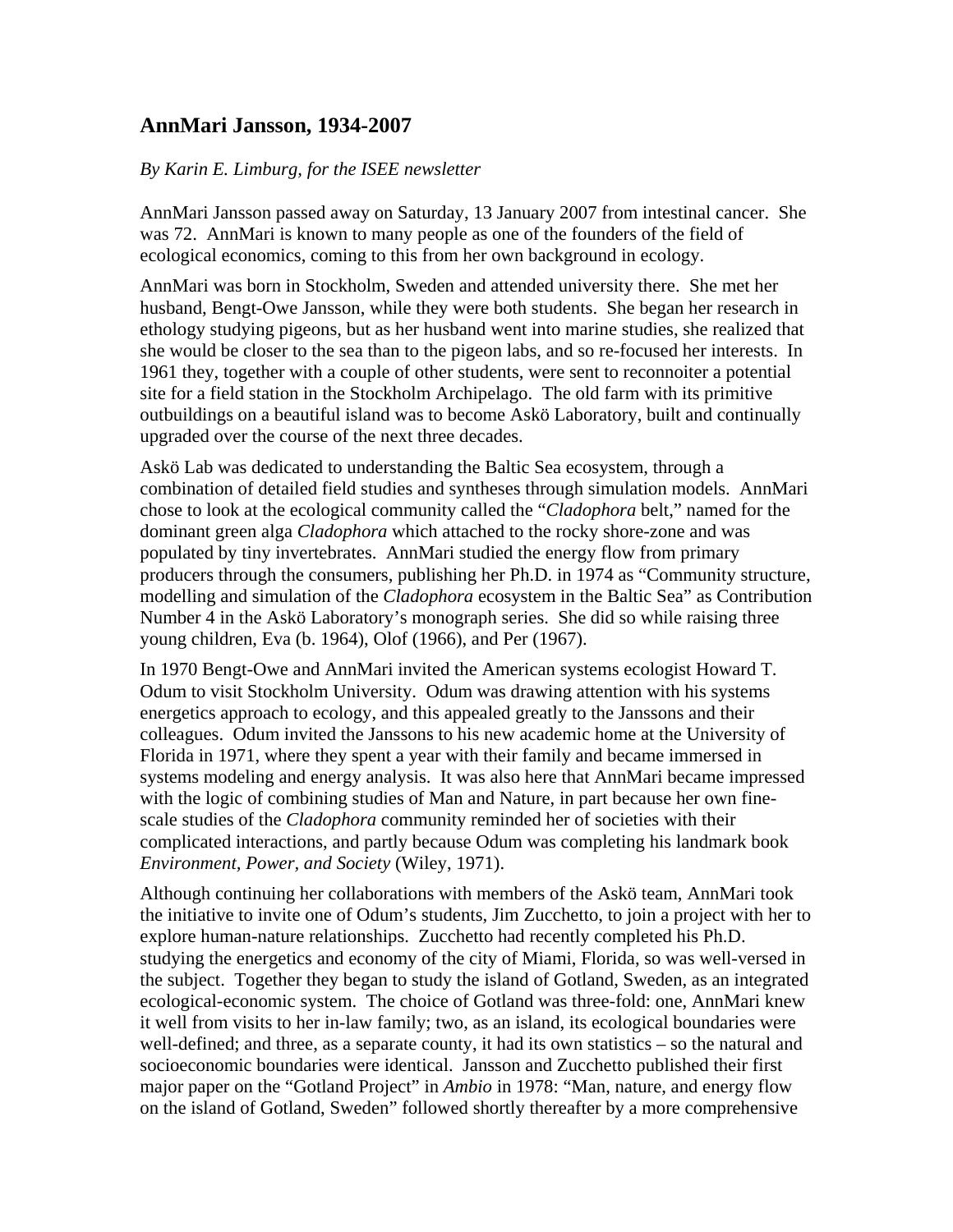## AnnMari Jansson, 1934-2007

*By Karin E. Limburg, for the ISEE newsletter*

AnnMari Jansson passed away on Saturday, 13 January 2007 from intestinal cancer. She was 72. AnnMari is known to many people as one of the founders of the field of ecological economics, coming to this from her own background in ecology.

AnnMari was born in Stockholm, Sweden and attended university there. She met her husband, Bengt-Owe Jansson, while they were both students. She began her research in ethology studying pigeons, but as her husband went into marine studies, she realized that she would be closer to the sea than to the pigeon labs, and so re-focused her interests. In 1961 they, together with a couple of other students, were sent to reconnoiter a potential site for a field station in the Stockholm Archipelago. The old farm with its primitive outbuildings on a beautiful island was to become Askö Laboratory, built and continually upgraded over the course of the next three decades.

Askö Lab was dedicated to understanding the Baltic Sea ecosystem, through a combination of detailed field studies and syntheses through simulation models. AnnMari chose to look at the ecological community called the "*Cladophora* belt," named for the dominant green alga *Cladophora* which attached to the rocky shore-zone and was populated by tiny invertebrates. AnnMari studied the energy flow from primary producers through the consumers, publishing her Ph.D. in 1974 as "Community structure, modelling and simulation of the *Cladophora* ecosystem in the Baltic Sea" as Contribution Number 4 in the Askö Laboratory's monograph series. She did so while raising three young children, Eva (b. 1964), Olof (1966), and Per (1967).

In 1970 Bengt-Owe and AnnMari invited the American systems ecologist Howard T. Odum to visit Stockholm University. Odum was drawing attention with his systems energetics approach to ecology, and this appealed greatly to the Janssons and their colleagues. Odum invited the Janssons to his new academic home at the University of Florida in 1971, where they spent a year with their family and became immersed in systems modeling and energy analysis. It was also here that AnnMari became impressed with the logic of combining studies of Man and Nature, in part because her own fine-scale studies of the *Cladophora* community reminded her of societies with their complicated interactions, and partly because Odum was completing his landmark book *Environment, Power, and Society* (Wiley, 1971).

Although continuing her collaborations with members of the Askö team, AnnMari took the initiative to invite one of Odum's students, Jim Zucchetto, to join a project with her to explore human-nature relationships. Zucchetto had recently completed his Ph.D. studying the energetics and economy of the city of Miami, Florida, so was well-versed in the subject. Together they began to study the island of Gotland, Sweden, as an integrated ecological-economic system. The choice of Gotland was three-fold: one, AnnMari knew it well from visits to her in-law family; two, as an island, its ecological boundaries were well-defined; and three, as a separate county, it had its own statistics – so the natural and socioeconomic boundaries were identical. Jansson and Zucchetto published their first major paper on the "Gotland Project" in *Ambio* in 1978: "Man, nature, and energy flow on the island of Gotland, Sweden" followed shortly thereafter by a more comprehensive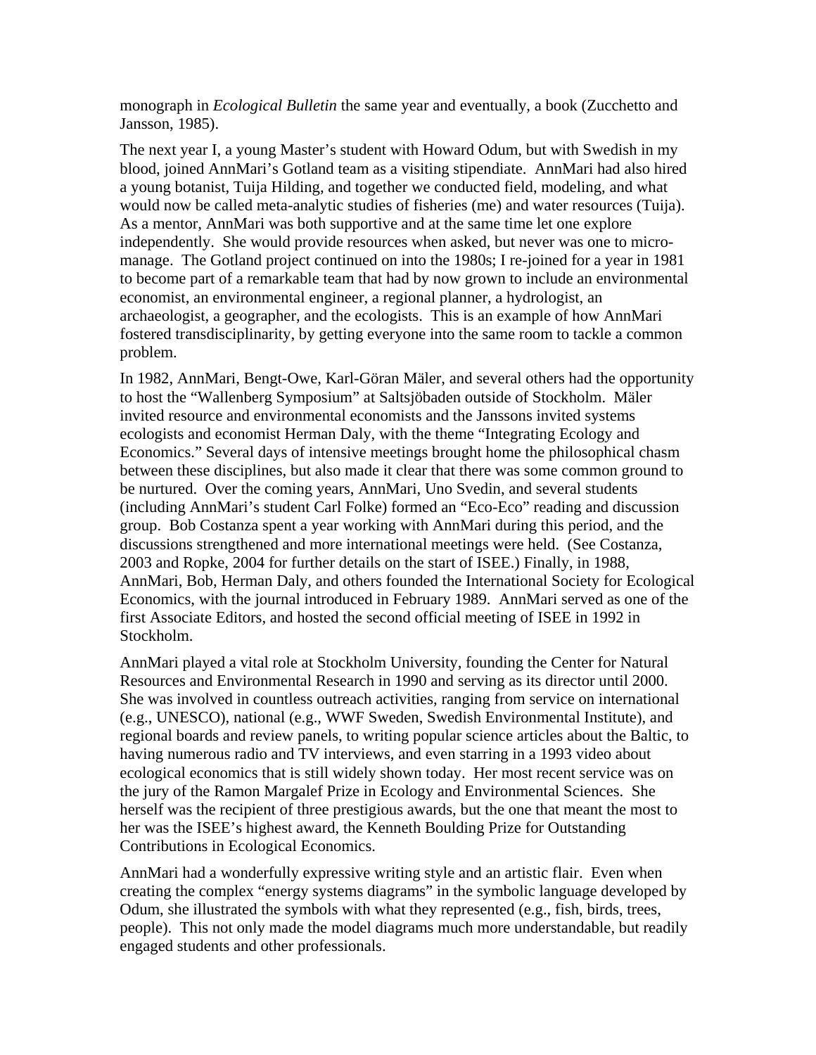monograph in *Ecological Bulletin* the same year and eventually, a book (Zucchetto and Jansson, 1985).

The next year I, a young Master's student with Howard Odum, but with Swedish in my blood, joined AnnMari's Gotland team as a visiting stipendiate. AnnMari had also hired a young botanist, Tuija Hilding, and together we conducted field, modeling, and what would now be called meta-analytic studies of fisheries (me) and water resources (Tuija). As a mentor, AnnMari was both supportive and at the same time let one explore independently. She would provide resources when asked, but never was one to micro-manage. The Gotland project continued on into the 1980s; I re-joined for a year in 1981 to become part of a remarkable team that had by now grown to include an environmental economist, an environmental engineer, a regional planner, a hydrologist, an archaeologist, a geographer, and the ecologists. This is an example of how AnnMari fostered transdisciplinarity, by getting everyone into the same room to tackle a common problem.

In 1982, AnnMari, Bengt-Owe, Karl-Göran Mäler, and several others had the opportunity to host the "Wallenberg Symposium" at Saltsjöbaden outside of Stockholm. Mäler invited resource and environmental economists and the Janssons invited systems ecologists and economist Herman Daly, with the theme "Integrating Ecology and Economics." Several days of intensive meetings brought home the philosophical chasm between these disciplines, but also made it clear that there was some common ground to be nurtured. Over the coming years, AnnMari, Uno Svedin, and several students (including AnnMari's student Carl Folke) formed an "Eco-Eco" reading and discussion group. Bob Costanza spent a year working with AnnMari during this period, and the discussions strengthened and more international meetings were held. (See Costanza, 2003 and Ropke, 2004 for further details on the start of ISEE.) Finally, in 1988, AnnMari, Bob, Herman Daly, and others founded the International Society for Ecological Economics, with the journal introduced in February 1989. AnnMari served as one of the first Associate Editors, and hosted the second official meeting of ISEE in 1992 in Stockholm.

AnnMari played a vital role at Stockholm University, founding the Center for Natural Resources and Environmental Research in 1990 and serving as its director until 2000. She was involved in countless outreach activities, ranging from service on international (e.g., UNESCO), national (e.g., WWF Sweden, Swedish Environmental Institute), and regional boards and review panels, to writing popular science articles about the Baltic, to having numerous radio and TV interviews, and even starring in a 1993 video about ecological economics that is still widely shown today. Her most recent service was on the jury of the Ramon Margalef Prize in Ecology and Environmental Sciences. She herself was the recipient of three prestigious awards, but the one that meant the most to her was the ISEE's highest award, the Kenneth Boulding Prize for Outstanding Contributions in Ecological Economics.

AnnMari had a wonderfully expressive writing style and an artistic flair. Even when creating the complex "energy systems diagrams" in the symbolic language developed by Odum, she illustrated the symbols with what they represented (e.g., fish, birds, trees, people). This not only made the model diagrams much more understandable, but readily engaged students and other professionals.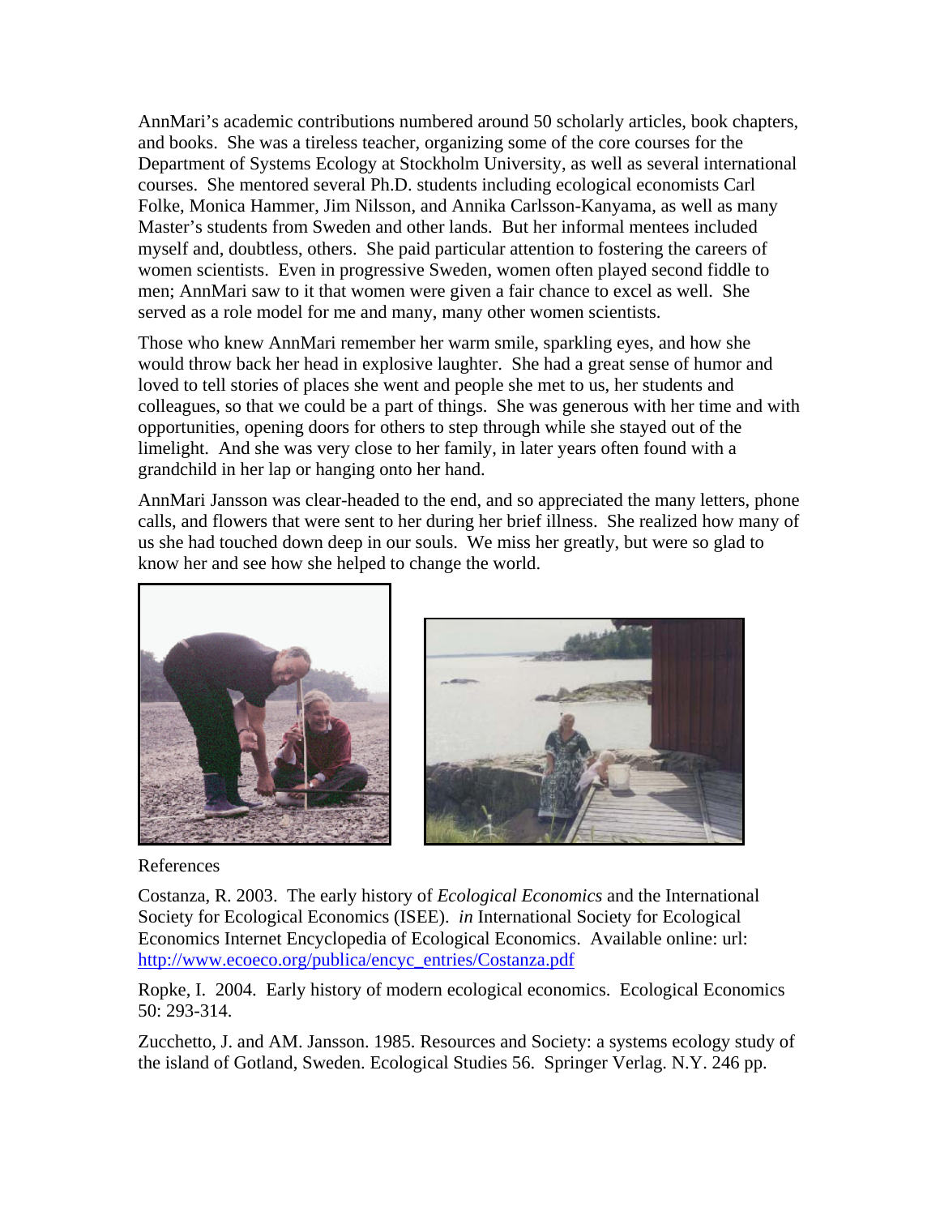AnnMari's academic contributions numbered around 50 scholarly articles, book chapters, and books. She was a tireless teacher, organizing some of the core courses for the Department of Systems Ecology at Stockholm University, as well as several international courses. She mentored several Ph.D. students including ecological economists Carl Folke, Monica Hammer, Jim Nilsson, and Annika Carlsson-Kanyama, as well as many Master's students from Sweden and other lands. But her informal mentees included myself and, doubtless, others. She paid particular attention to fostering the careers of women scientists. Even in progressive Sweden, women often played second fiddle to men; AnnMari saw to it that women were given a fair chance to excel as well. She served as a role model for me and many, many other women scientists.

Those who knew AnnMari remember her warm smile, sparkling eyes, and how she would throw back her head in explosive laughter. She had a great sense of humor and loved to tell stories of places she went and people she met to us, her students and colleagues, so that we could be a part of things. She was generous with her time and with opportunities, opening doors for others to step through while she stayed out of the limelight. And she was very close to her family, in later years often found with a grandchild in her lap or hanging onto her hand.

AnnMari Jansson was clear-headed to the end, and so appreciated the many letters, phone calls, and flowers that were sent to her during her brief illness. She realized how many of us she had touched down deep in our souls. We miss her greatly, but were so glad to know her and see how she helped to change the world.

References

Costanza, R. 2003. The early history of *Ecological Economics* and the International Society for Ecological Economics (ISEE). *in* International Society for Ecological Economics Internet Encyclopedia of Ecological Economics. Available online: url: http://www.ecoeco.org/publica/encyc_entries/Costanza.pdf

Ropke, I. 2004. Early history of modern ecological economics. Ecological Economics 50: 293-314.

Zucchetto, J. and AM. Jansson. 1985. Resources and Society: a systems ecology study of the island of Gotland, Sweden. Ecological Studies 56. Springer Verlag. N.Y. 246 pp.